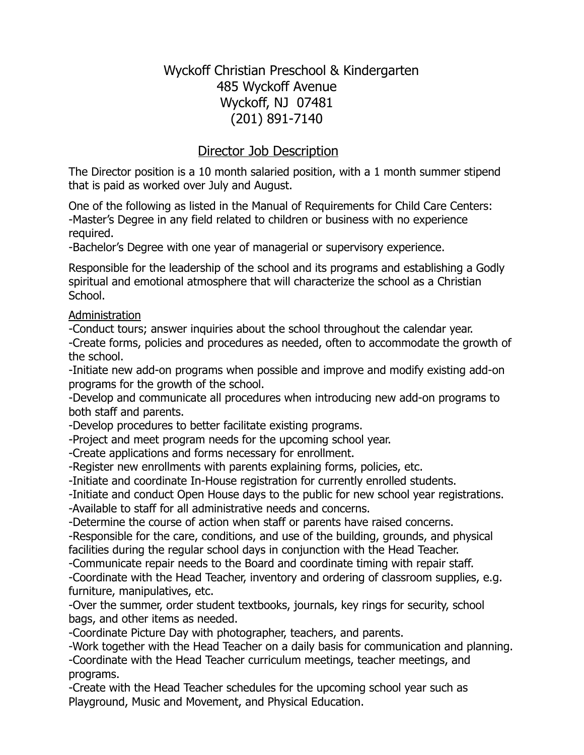# Wyckoff Christian Preschool & Kindergarten

485 Wyckoff Avenue
Wyckoff, NJ 07481
(201) 891-7140

## Director Job Description

The Director position is a 10 month salaried position, with a 1 month summer stipend that is paid as worked over July and August.

One of the following as listed in the Manual of Requirements for Child Care Centers:
-Master's Degree in any field related to children or business with no experience required.
-Bachelor's Degree with one year of managerial or supervisory experience.

Responsible for the leadership of the school and its programs and establishing a Godly spiritual and emotional atmosphere that will characterize the school as a Christian School.

### Administration

-Conduct tours; answer inquiries about the school throughout the calendar year.
-Create forms, policies and procedures as needed, often to accommodate the growth of the school.
-Initiate new add-on programs when possible and improve and modify existing add-on programs for the growth of the school.
-Develop and communicate all procedures when introducing new add-on programs to both staff and parents.
-Develop procedures to better facilitate existing programs.
-Project and meet program needs for the upcoming school year.
-Create applications and forms necessary for enrollment.
-Register new enrollments with parents explaining forms, policies, etc.
-Initiate and coordinate In-House registration for currently enrolled students.
-Initiate and conduct Open House days to the public for new school year registrations.
-Available to staff for all administrative needs and concerns.
-Determine the course of action when staff or parents have raised concerns.
-Responsible for the care, conditions, and use of the building, grounds, and physical facilities during the regular school days in conjunction with the Head Teacher.
-Communicate repair needs to the Board and coordinate timing with repair staff.
-Coordinate with the Head Teacher, inventory and ordering of classroom supplies, e.g. furniture, manipulatives, etc.
-Over the summer, order student textbooks, journals, key rings for security, school bags, and other items as needed.
-Coordinate Picture Day with photographer, teachers, and parents.
-Work together with the Head Teacher on a daily basis for communication and planning.
-Coordinate with the Head Teacher curriculum meetings, teacher meetings, and programs.
-Create with the Head Teacher schedules for the upcoming school year such as Playground, Music and Movement, and Physical Education.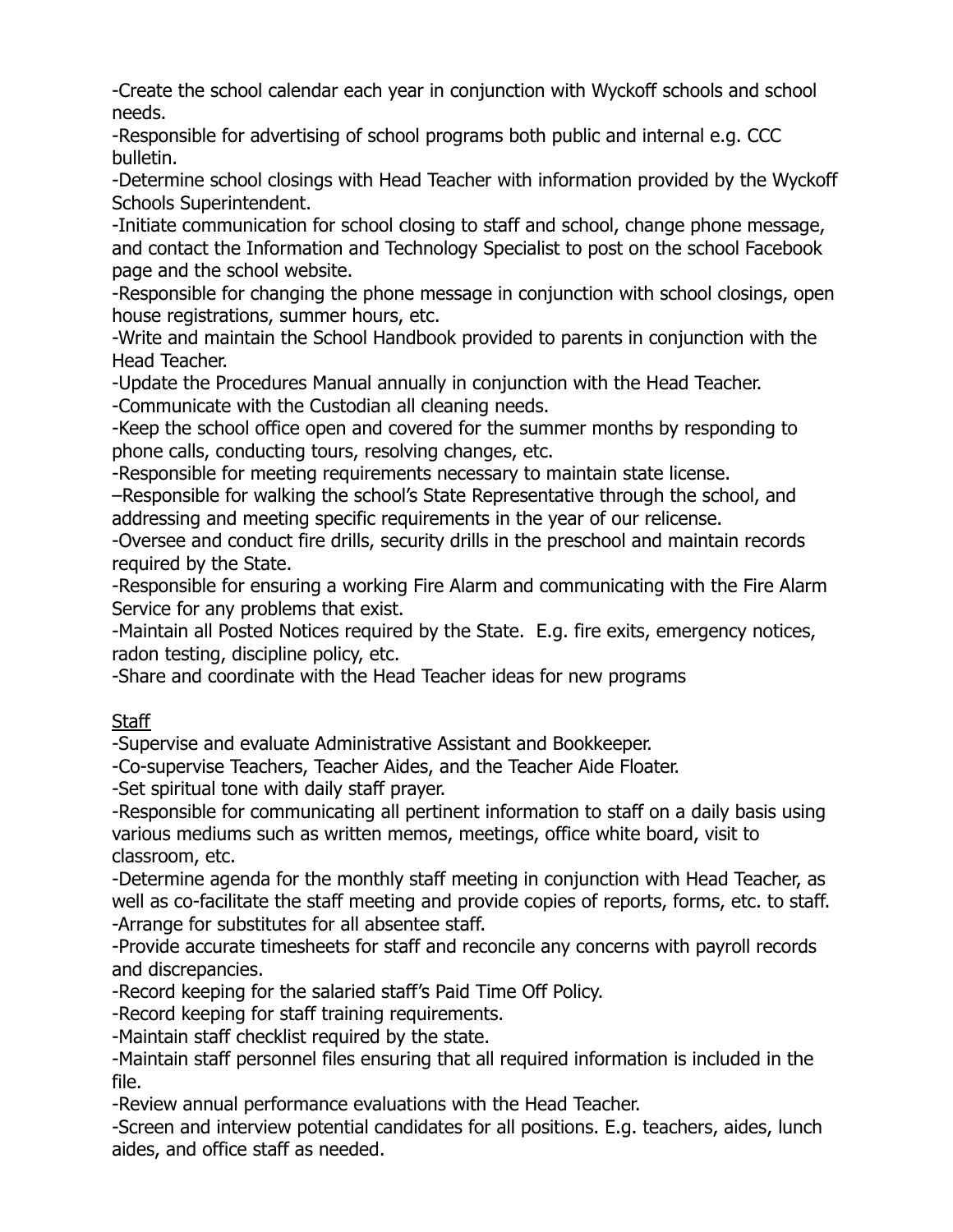-Create the school calendar each year in conjunction with Wyckoff schools and school needs.
-Responsible for advertising of school programs both public and internal e.g. CCC bulletin.
-Determine school closings with Head Teacher with information provided by the Wyckoff Schools Superintendent.
-Initiate communication for school closing to staff and school, change phone message, and contact the Information and Technology Specialist to post on the school Facebook page and the school website.
-Responsible for changing the phone message in conjunction with school closings, open house registrations, summer hours, etc.
-Write and maintain the School Handbook provided to parents in conjunction with the Head Teacher.
-Update the Procedures Manual annually in conjunction with the Head Teacher.
-Communicate with the Custodian all cleaning needs.
-Keep the school office open and covered for the summer months by responding to phone calls, conducting tours, resolving changes, etc.
-Responsible for meeting requirements necessary to maintain state license.
–Responsible for walking the school's State Representative through the school, and addressing and meeting specific requirements in the year of our relicense.
-Oversee and conduct fire drills, security drills in the preschool and maintain records required by the State.
-Responsible for ensuring a working Fire Alarm and communicating with the Fire Alarm Service for any problems that exist.
-Maintain all Posted Notices required by the State. E.g. fire exits, emergency notices, radon testing, discipline policy, etc.
-Share and coordinate with the Head Teacher ideas for new programs

<u>Staff</u>

-Supervise and evaluate Administrative Assistant and Bookkeeper.
-Co-supervise Teachers, Teacher Aides, and the Teacher Aide Floater.
-Set spiritual tone with daily staff prayer.
-Responsible for communicating all pertinent information to staff on a daily basis using various mediums such as written memos, meetings, office white board, visit to classroom, etc.
-Determine agenda for the monthly staff meeting in conjunction with Head Teacher, as well as co-facilitate the staff meeting and provide copies of reports, forms, etc. to staff.
-Arrange for substitutes for all absentee staff.
-Provide accurate timesheets for staff and reconcile any concerns with payroll records and discrepancies.
-Record keeping for the salaried staff's Paid Time Off Policy.
-Record keeping for staff training requirements.
-Maintain staff checklist required by the state.
-Maintain staff personnel files ensuring that all required information is included in the file.
-Review annual performance evaluations with the Head Teacher.
-Screen and interview potential candidates for all positions. E.g. teachers, aides, lunch aides, and office staff as needed.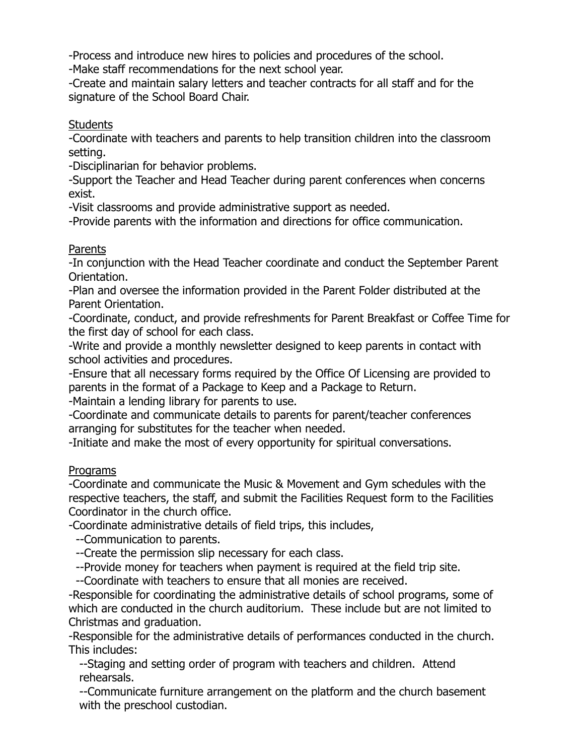-Process and introduce new hires to policies and procedures of the school.
-Make staff recommendations for the next school year.
-Create and maintain salary letters and teacher contracts for all staff and for the signature of the School Board Chair.

<u>Students</u>
-Coordinate with teachers and parents to help transition children into the classroom setting.
-Disciplinarian for behavior problems.
-Support the Teacher and Head Teacher during parent conferences when concerns exist.
-Visit classrooms and provide administrative support as needed.
-Provide parents with the information and directions for office communication.

<u>Parents</u>
-In conjunction with the Head Teacher coordinate and conduct the September Parent Orientation.
-Plan and oversee the information provided in the Parent Folder distributed at the Parent Orientation.
-Coordinate, conduct, and provide refreshments for Parent Breakfast or Coffee Time for the first day of school for each class.
-Write and provide a monthly newsletter designed to keep parents in contact with school activities and procedures.
-Ensure that all necessary forms required by the Office Of Licensing are provided to parents in the format of a Package to Keep and a Package to Return.
-Maintain a lending library for parents to use.
-Coordinate and communicate details to parents for parent/teacher conferences arranging for substitutes for the teacher when needed.
-Initiate and make the most of every opportunity for spiritual conversations.

<u>Programs</u>
-Coordinate and communicate the Music & Movement and Gym schedules with the respective teachers, the staff, and submit the Facilities Request form to the Facilities Coordinator in the church office.
-Coordinate administrative details of field trips, this includes,
  --Communication to parents.
  --Create the permission slip necessary for each class.
  --Provide money for teachers when payment is required at the field trip site.
  --Coordinate with teachers to ensure that all monies are received.
-Responsible for coordinating the administrative details of school programs, some of which are conducted in the church auditorium. These include but are not limited to Christmas and graduation.
-Responsible for the administrative details of performances conducted in the church. This includes:
  --Staging and setting order of program with teachers and children. Attend rehearsals.
  --Communicate furniture arrangement on the platform and the church basement with the preschool custodian.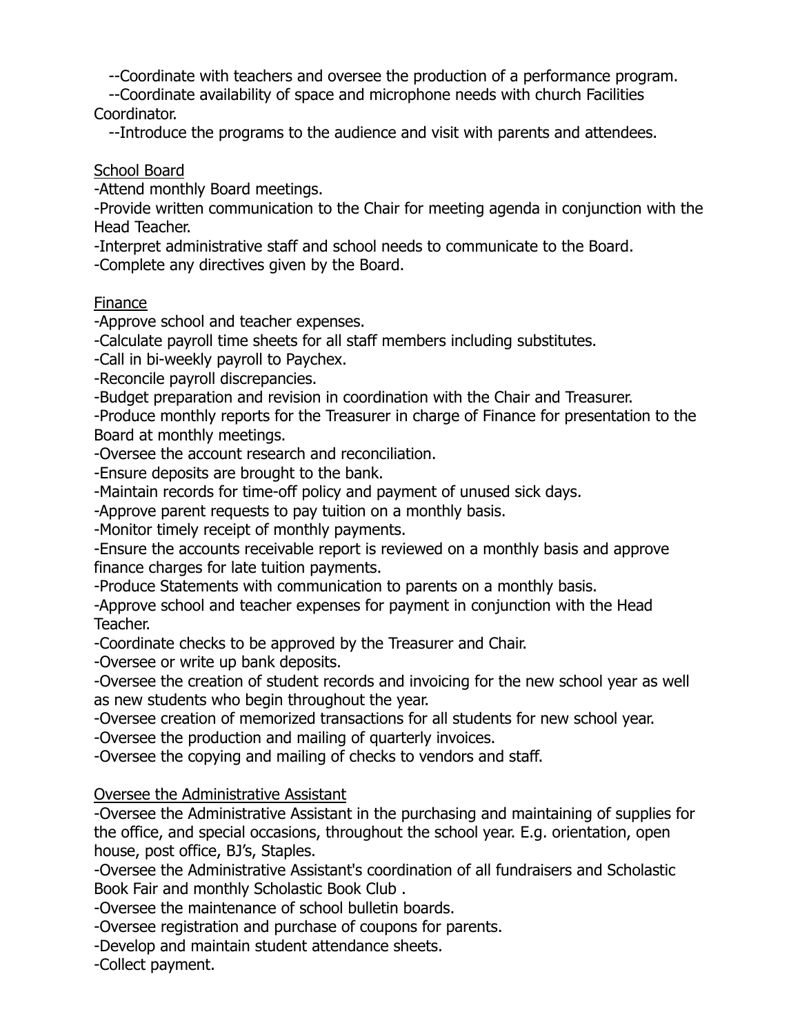--Coordinate with teachers and oversee the production of a performance program.
--Coordinate availability of space and microphone needs with church Facilities Coordinator.
--Introduce the programs to the audience and visit with parents and attendees.

<u>School Board</u>
-Attend monthly Board meetings.
-Provide written communication to the Chair for meeting agenda in conjunction with the Head Teacher.
-Interpret administrative staff and school needs to communicate to the Board.
-Complete any directives given by the Board.

<u>Finance</u>
-Approve school and teacher expenses.
-Calculate payroll time sheets for all staff members including substitutes.
-Call in bi-weekly payroll to Paychex.
-Reconcile payroll discrepancies.
-Budget preparation and revision in coordination with the Chair and Treasurer.
-Produce monthly reports for the Treasurer in charge of Finance for presentation to the Board at monthly meetings.
-Oversee the account research and reconciliation.
-Ensure deposits are brought to the bank.
-Maintain records for time-off policy and payment of unused sick days.
-Approve parent requests to pay tuition on a monthly basis.
-Monitor timely receipt of monthly payments.
-Ensure the accounts receivable report is reviewed on a monthly basis and approve finance charges for late tuition payments.
-Produce Statements with communication to parents on a monthly basis.
-Approve school and teacher expenses for payment in conjunction with the Head Teacher.
-Coordinate checks to be approved by the Treasurer and Chair.
-Oversee or write up bank deposits.
-Oversee the creation of student records and invoicing for the new school year as well as new students who begin throughout the year.
-Oversee creation of memorized transactions for all students for new school year.
-Oversee the production and mailing of quarterly invoices.
-Oversee the copying and mailing of checks to vendors and staff.

<u>Oversee the Administrative Assistant</u>
-Oversee the Administrative Assistant in the purchasing and maintaining of supplies for the office, and special occasions, throughout the school year. E.g. orientation, open house, post office, BJ's, Staples.
-Oversee the Administrative Assistant's coordination of all fundraisers and Scholastic Book Fair and monthly Scholastic Book Club .
-Oversee the maintenance of school bulletin boards.
-Oversee registration and purchase of coupons for parents.
-Develop and maintain student attendance sheets.
-Collect payment.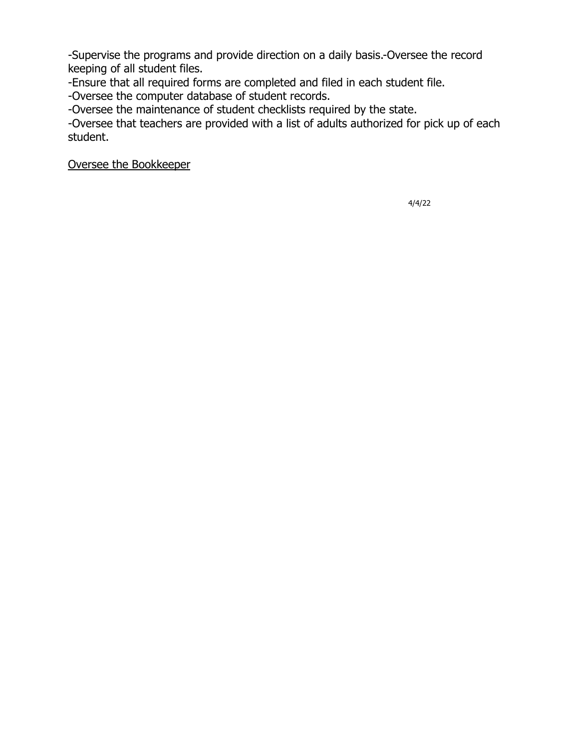-Supervise the programs and provide direction on a daily basis.-Oversee the record keeping of all student files.
-Ensure that all required forms are completed and filed in each student file.
-Oversee the computer database of student records.
-Oversee the maintenance of student checklists required by the state.
-Oversee that teachers are provided with a list of adults authorized for pick up of each student.

<u>Oversee the Bookkeeper</u>

4/4/22